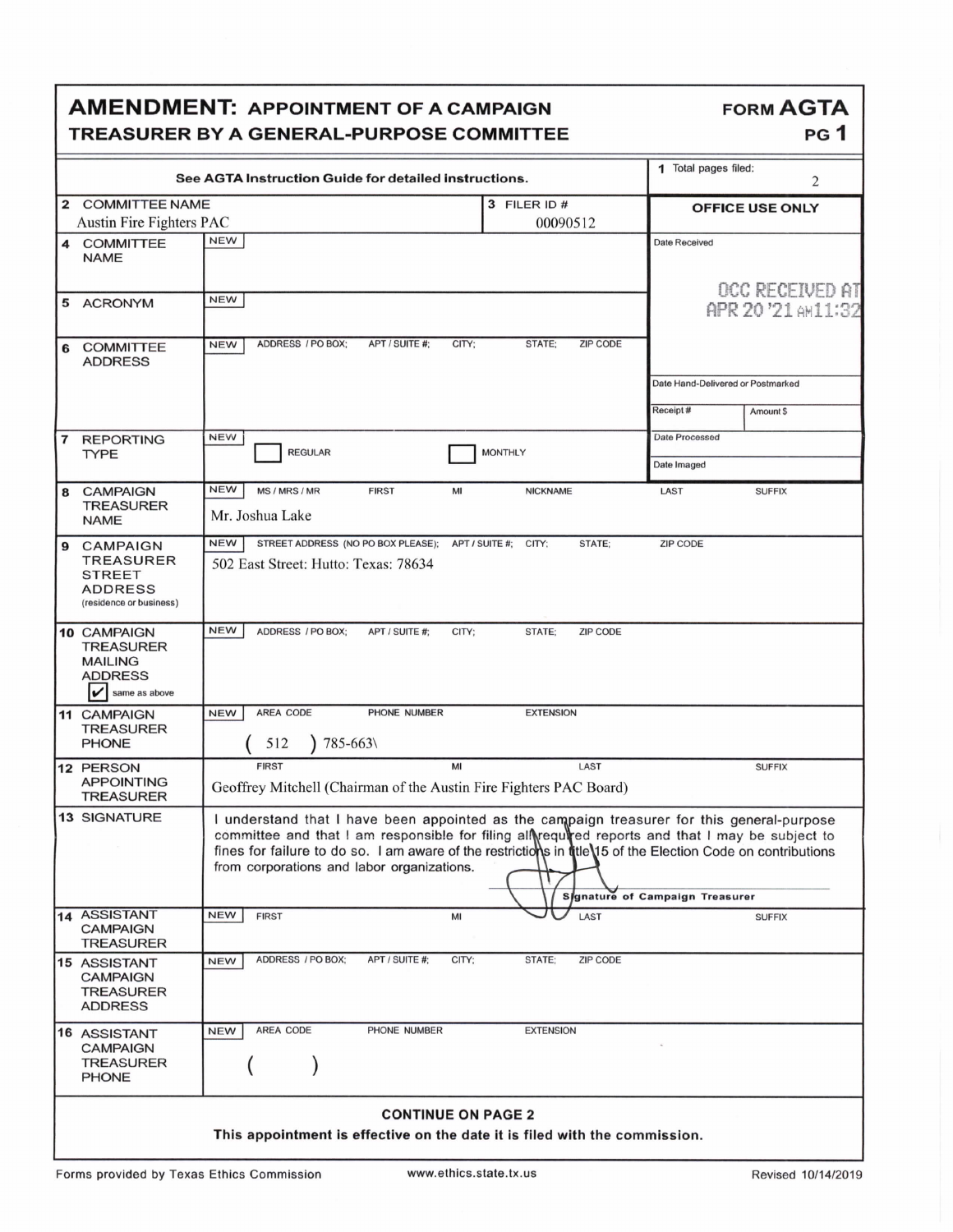# AMENDMENT: APPOINTMENT OF A CAMPAIGN TREASURER BY A GENERAL-PURPOSE COMMITTEE

**FORM AGTA PG 1**

See AGTA Instruction Guide for detailed instructions.

**1** Total pages filed: 2

| | | |
|---|---|---|
| **2 COMMITTEE NAME** Austin Fire Fighters PAC | **3 FILER ID #** 00090512 | **OFFICE USE ONLY** |
| **4 COMMITTEE NAME** | NEW | Date Received: OCC RECEIVED AT APR 20 '21 AM11:32 |
| **5 ACRONYM** | NEW | |
| **6 COMMITTEE ADDRESS** | NEW ADDRESS / PO BOX; APT / SUITE #; CITY; STATE; ZIP CODE | Date Hand-Delivered or Postmarked; Receipt #; Amount $ |
| **7 REPORTING TYPE** | NEW ☐ REGULAR ☐ MONTHLY | Date Processed; Date Imaged |
| **8 CAMPAIGN TREASURER NAME** | NEW MS / MRS / MR; FIRST; MI; NICKNAME; LAST; SUFFIX — Mr. Joshua Lake | |
| **9 CAMPAIGN TREASURER STREET ADDRESS** (residence or business) | NEW STREET ADDRESS (NO PO BOX PLEASE); APT / SUITE #; CITY; STATE; ZIP CODE — 502 East Street: Hutto: Texas: 78634 | |
| **10 CAMPAIGN TREASURER MAILING ADDRESS** ☑ same as above | NEW ADDRESS / PO BOX; APT / SUITE #; CITY; STATE; ZIP CODE | |
| **11 CAMPAIGN TREASURER PHONE** | NEW AREA CODE; PHONE NUMBER; EXTENSION — (512) 785-663\ | |
| **12 PERSON APPOINTING TREASURER** | FIRST; MI; LAST; SUFFIX — Geoffrey Mitchell (Chairman of the Austin Fire Fighters PAC Board) | |

**13 SIGNATURE**

I understand that I have been appointed as the campaign treasurer for this general-purpose committee and that I am responsible for filing all required reports and that I may be subject to fines for failure to do so. I am aware of the restrictions in title 15 of the Election Code on contributions from corporations and labor organizations.

Signature of Campaign Treasurer

| | |
|---|---|
| **14 ASSISTANT CAMPAIGN TREASURER** | NEW FIRST; MI; LAST; SUFFIX |
| **15 ASSISTANT CAMPAIGN TREASURER ADDRESS** | NEW ADDRESS / PO BOX; APT / SUITE #; CITY; STATE; ZIP CODE |
| **16 ASSISTANT CAMPAIGN TREASURER PHONE** | NEW AREA CODE; PHONE NUMBER; EXTENSION — ( ) |

**CONTINUE ON PAGE 2**

**This appointment is effective on the date it is filed with the commission.**

Forms provided by Texas Ethics Commission www.ethics.state.tx.us Revised 10/14/2019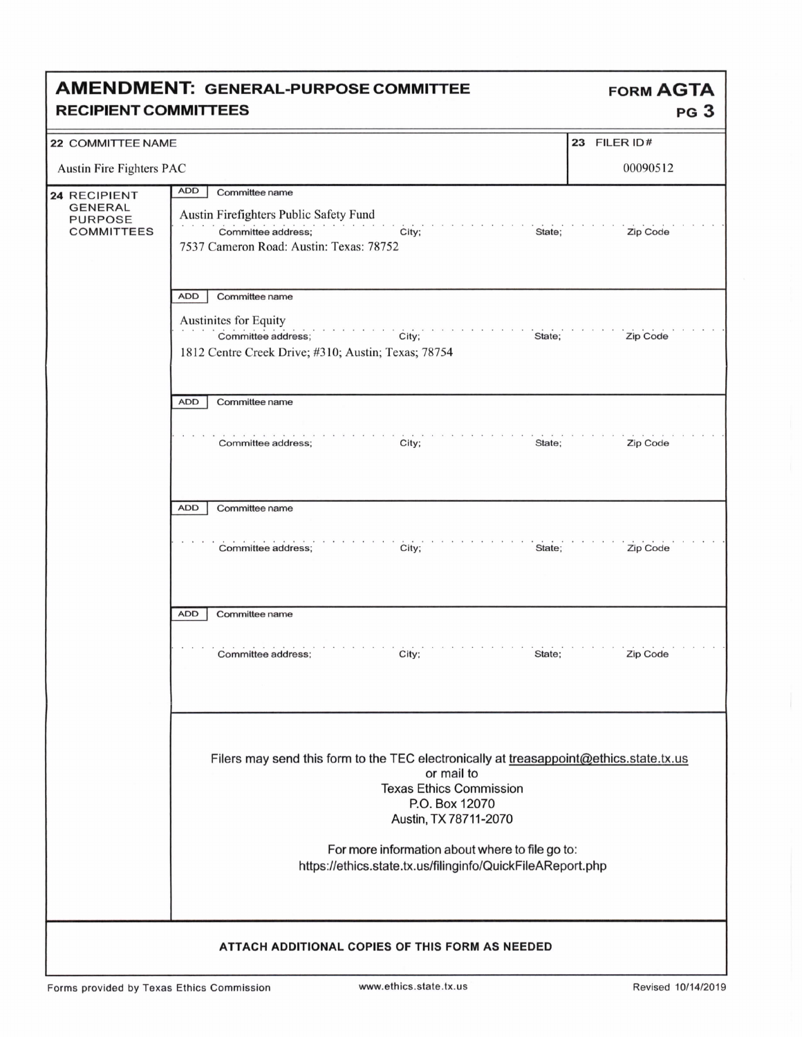# AMENDMENT: GENERAL-PURPOSE COMMITTEE RECIPIENT COMMITTEES

**FORM AGTA**
**PG 3**

| 22 COMMITTEE NAME | 23 FILER ID# |
|---|---|
| Austin Fire Fighters PAC | 00090512 |

**24 RECIPIENT GENERAL PURPOSE COMMITTEES**

| | Committee name | Committee address; City; State; Zip Code |
|---|---|---|
| ADD | Austin Firefighters Public Safety Fund | 7537 Cameron Road: Austin: Texas: 78752 |
| ADD | Austinites for Equity | 1812 Centre Creek Drive; #310; Austin; Texas; 78754 |
| ADD | | |
| ADD | | |
| ADD | | |

Filers may send this form to the TEC electronically at treasappoint@ethics.state.tx.us
or mail to
Texas Ethics Commission
P.O. Box 12070
Austin, TX 78711-2070

For more information about where to file go to:
https://ethics.state.tx.us/filinginfo/QuickFileAReport.php

**ATTACH ADDITIONAL COPIES OF THIS FORM AS NEEDED**

Forms provided by Texas Ethics Commission www.ethics.state.tx.us Revised 10/14/2019